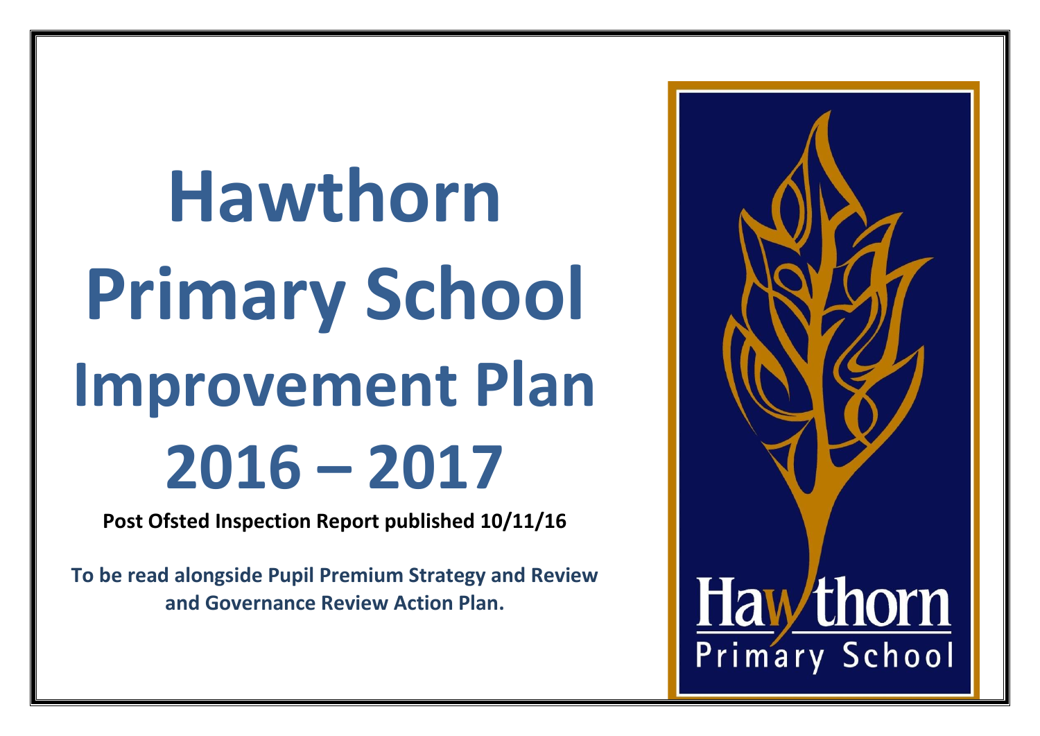# Hawthorn Primary School Improvement Plan 2016 – 2017

**Post Ofsted Inspection Report published 10/11/16**

**To be read alongside Pupil Premium Strategy and Review and Governance Review Action Plan.**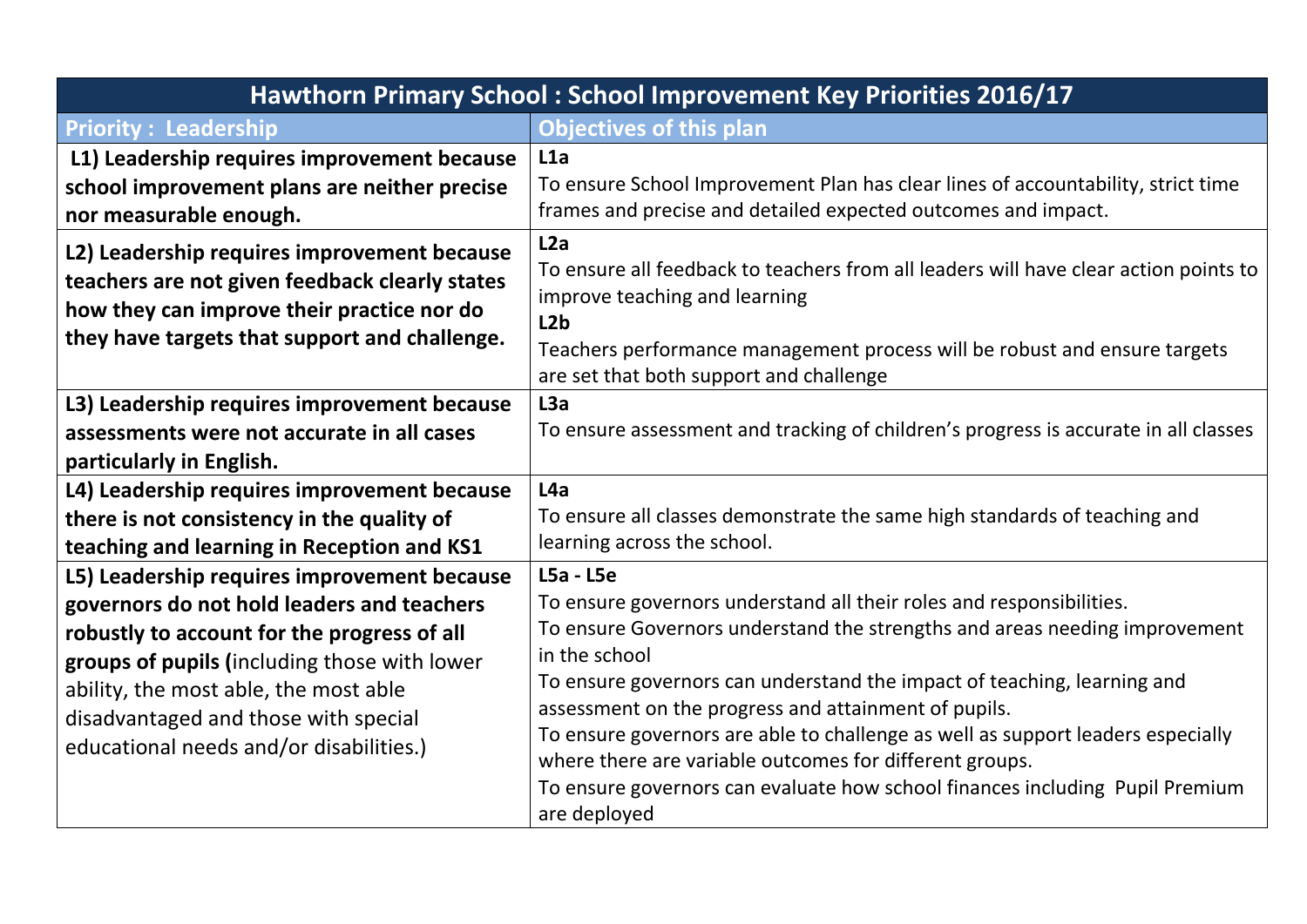| Hawthorn Primary School : School Improvement Key Priorities 2016/17 | |
|---|---|
| **Priority : Leadership** | **Objectives of this plan** |
| **L1) Leadership requires improvement because school improvement plans are neither precise nor measurable enough.** | **L1a**<br>To ensure School Improvement Plan has clear lines of accountability, strict time frames and precise and detailed expected outcomes and impact. |
| **L2) Leadership requires improvement because teachers are not given feedback clearly states how they can improve their practice nor do they have targets that support and challenge.** | **L2a**<br>To ensure all feedback to teachers from all leaders will have clear action points to improve teaching and learning<br>**L2b**<br>Teachers performance management process will be robust and ensure targets are set that both support and challenge |
| **L3) Leadership requires improvement because assessments were not accurate in all cases particularly in English.** | **L3a**<br>To ensure assessment and tracking of children's progress is accurate in all classes |
| **L4) Leadership requires improvement because there is not consistency in the quality of teaching and learning in Reception and KS1** | **L4a**<br>To ensure all classes demonstrate the same high standards of teaching and learning across the school. |
| **L5) Leadership requires improvement because governors do not hold leaders and teachers robustly to account for the progress of all groups of pupils (**including those with lower ability, the most able, the most able disadvantaged and those with special educational needs and/or disabilities.) | **L5a - L5e**<br>To ensure governors understand all their roles and responsibilities.<br>To ensure Governors understand the strengths and areas needing improvement in the school<br>To ensure governors can understand the impact of teaching, learning and assessment on the progress and attainment of pupils.<br>To ensure governors are able to challenge as well as support leaders especially where there are variable outcomes for different groups.<br>To ensure governors can evaluate how school finances including Pupil Premium are deployed |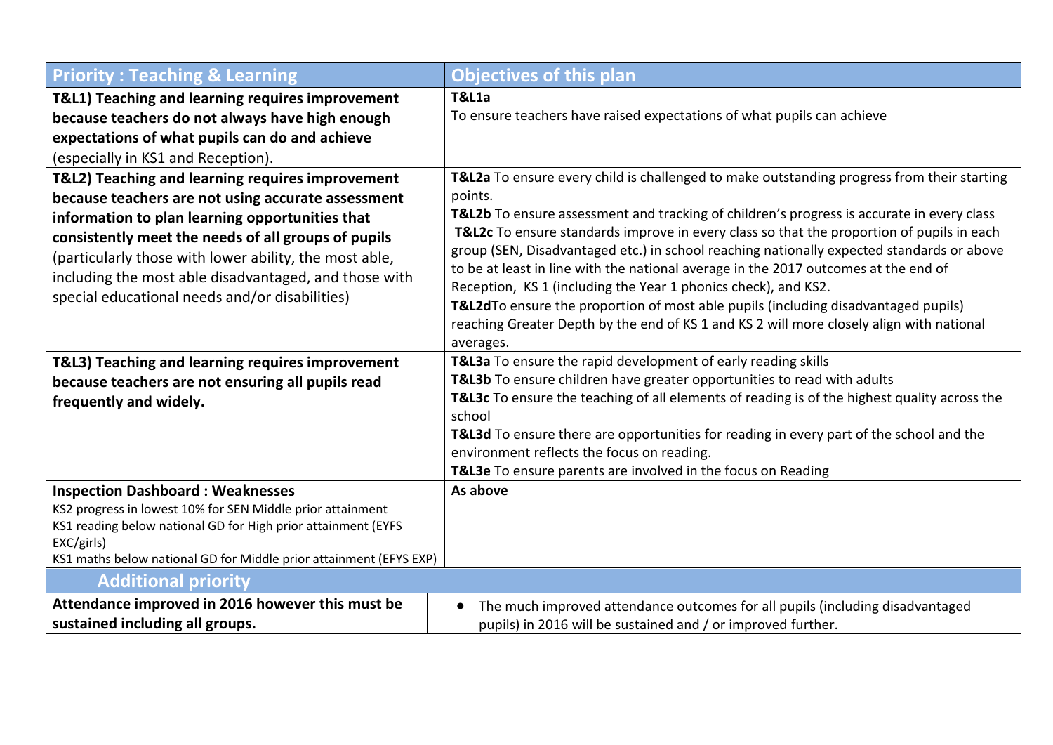| Priority : Teaching & Learning | Objectives of this plan |
|---|---|
| **T&L1) Teaching and learning requires improvement because teachers do not always have high enough expectations of what pupils can do and achieve** (especially in KS1 and Reception). | **T&L1a**<br>To ensure teachers have raised expectations of what pupils can achieve |
| **T&L2) Teaching and learning requires improvement because teachers are not using accurate assessment information to plan learning opportunities that consistently meet the needs of all groups of pupils** (particularly those with lower ability, the most able, including the most able disadvantaged, and those with special educational needs and/or disabilities) | **T&L2a** To ensure every child is challenged to make outstanding progress from their starting points.<br>**T&L2b** To ensure assessment and tracking of children's progress is accurate in every class<br>**T&L2c** To ensure standards improve in every class so that the proportion of pupils in each group (SEN, Disadvantaged etc.) in school reaching nationally expected standards or above to be at least in line with the national average in the 2017 outcomes at the end of Reception, KS 1 (including the Year 1 phonics check), and KS2.<br>**T&L2d**To ensure the proportion of most able pupils (including disadvantaged pupils) reaching Greater Depth by the end of KS 1 and KS 2 will more closely align with national averages. |
| **T&L3) Teaching and learning requires improvement because teachers are not ensuring all pupils read frequently and widely.** | **T&L3a** To ensure the rapid development of early reading skills<br>**T&L3b** To ensure children have greater opportunities to read with adults<br>**T&L3c** To ensure the teaching of all elements of reading is of the highest quality across the school<br>**T&L3d** To ensure there are opportunities for reading in every part of the school and the environment reflects the focus on reading.<br>**T&L3e** To ensure parents are involved in the focus on Reading |
| **Inspection Dashboard : Weaknesses**<br>KS2 progress in lowest 10% for SEN Middle prior attainment<br>KS1 reading below national GD for High prior attainment (EYFS EXC/girls)<br>KS1 maths below national GD for Middle prior attainment (EFYS EXP) | **As above** |
| **Additional priority** | |
| **Attendance improved in 2016 however this must be sustained including all groups.** | • The much improved attendance outcomes for all pupils (including disadvantaged pupils) in 2016 will be sustained and / or improved further. |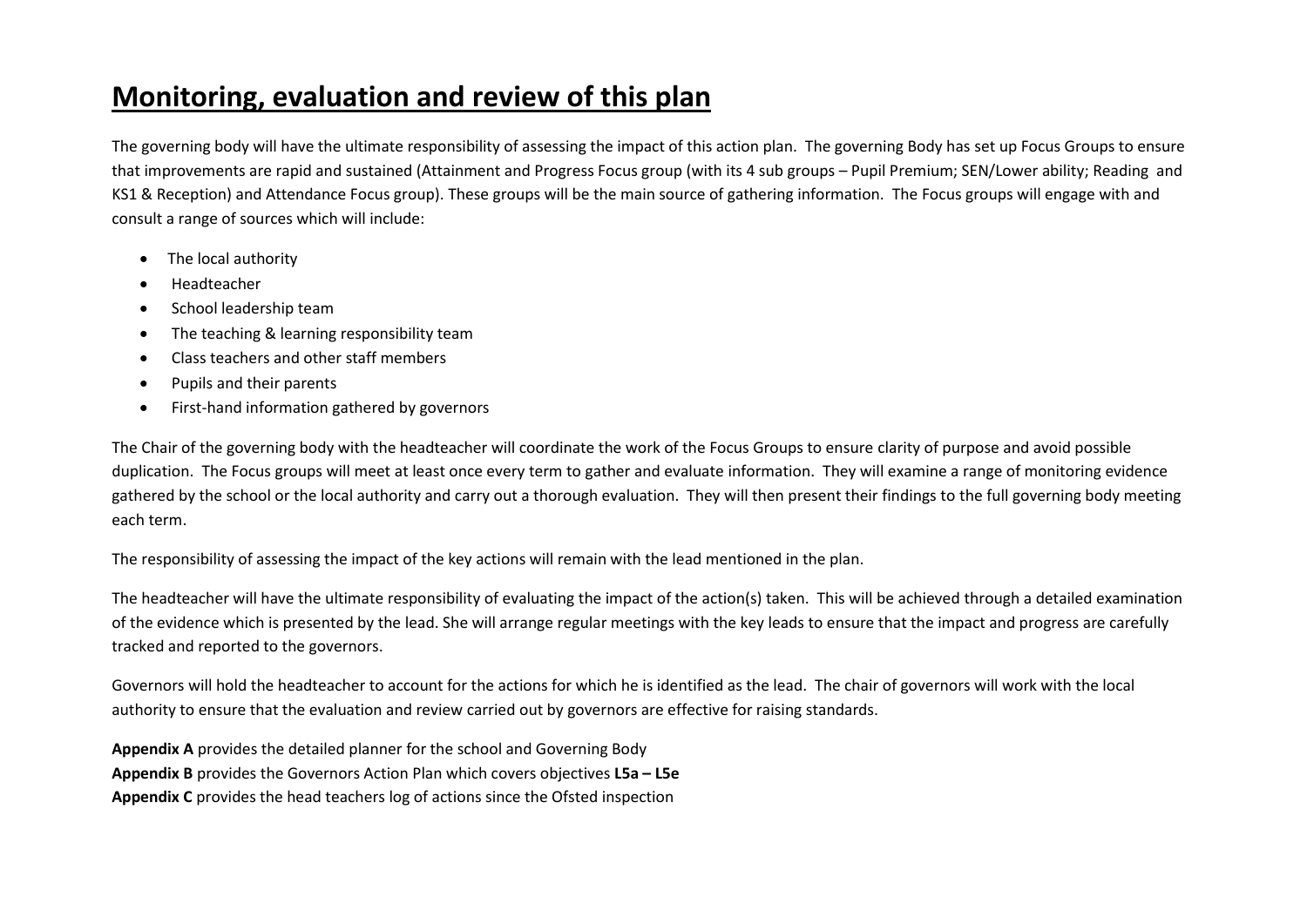# **Monitoring, evaluation and review of this plan**

The governing body will have the ultimate responsibility of assessing the impact of this action plan. The governing Body has set up Focus Groups to ensure that improvements are rapid and sustained (Attainment and Progress Focus group (with its 4 sub groups – Pupil Premium; SEN/Lower ability; Reading and KS1 & Reception) and Attendance Focus group). These groups will be the main source of gathering information. The Focus groups will engage with and consult a range of sources which will include:

- The local authority
- Headteacher
- School leadership team
- The teaching & learning responsibility team
- Class teachers and other staff members
- Pupils and their parents
- First-hand information gathered by governors

The Chair of the governing body with the headteacher will coordinate the work of the Focus Groups to ensure clarity of purpose and avoid possible duplication. The Focus groups will meet at least once every term to gather and evaluate information. They will examine a range of monitoring evidence gathered by the school or the local authority and carry out a thorough evaluation. They will then present their findings to the full governing body meeting each term.

The responsibility of assessing the impact of the key actions will remain with the lead mentioned in the plan.

The headteacher will have the ultimate responsibility of evaluating the impact of the action(s) taken. This will be achieved through a detailed examination of the evidence which is presented by the lead. She will arrange regular meetings with the key leads to ensure that the impact and progress are carefully tracked and reported to the governors.

Governors will hold the headteacher to account for the actions for which he is identified as the lead. The chair of governors will work with the local authority to ensure that the evaluation and review carried out by governors are effective for raising standards.

**Appendix A** provides the detailed planner for the school and Governing Body
**Appendix B** provides the Governors Action Plan which covers objectives **L5a – L5e**
**Appendix C** provides the head teachers log of actions since the Ofsted inspection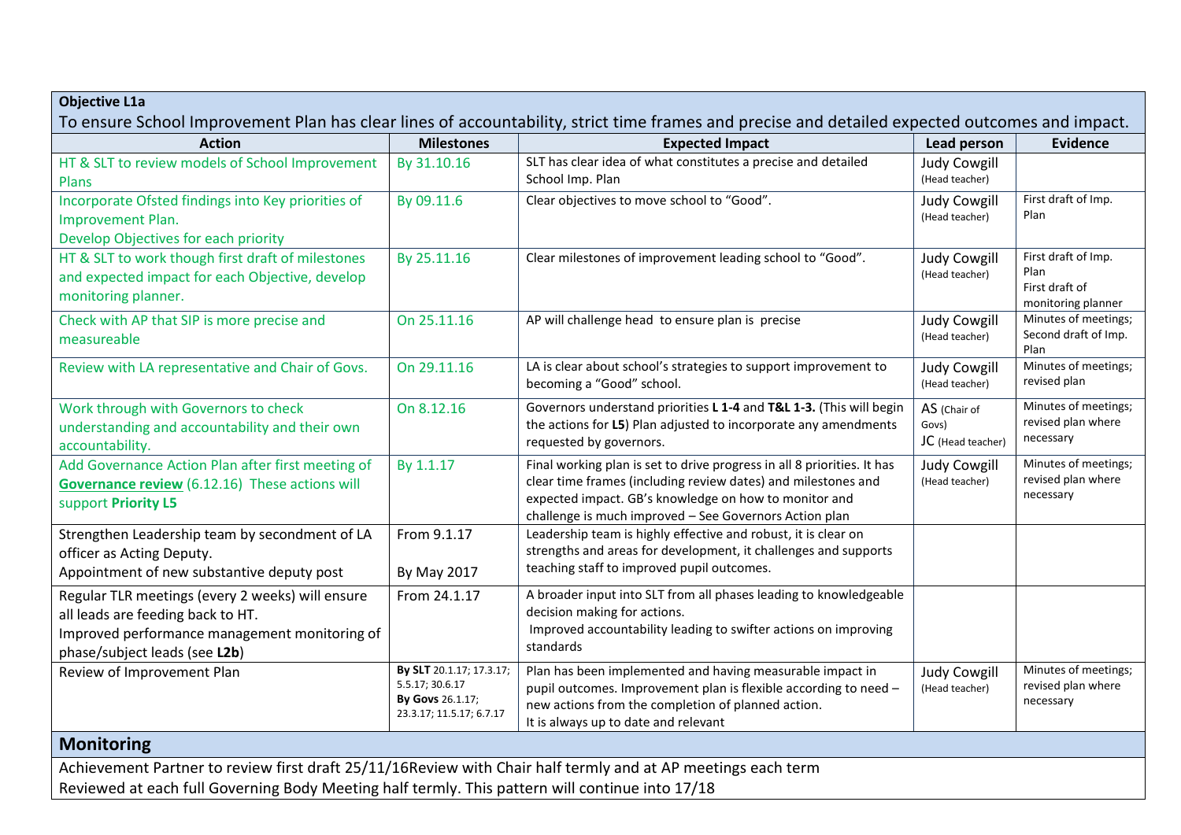**Objective L1a**

To ensure School Improvement Plan has clear lines of accountability, strict time frames and precise and detailed expected outcomes and impact.

| Action | Milestones | Expected Impact | Lead person | Evidence |
|---|---|---|---|---|
| HT & SLT to review models of School Improvement Plans | By 31.10.16 | SLT has clear idea of what constitutes a precise and detailed School Imp. Plan | Judy Cowgill (Head teacher) | |
| Incorporate Ofsted findings into Key priorities of Improvement Plan. Develop Objectives for each priority | By 09.11.6 | Clear objectives to move school to "Good". | Judy Cowgill (Head teacher) | First draft of Imp. Plan |
| HT & SLT to work though first draft of milestones and expected impact for each Objective, develop monitoring planner. | By 25.11.16 | Clear milestones of improvement leading school to "Good". | Judy Cowgill (Head teacher) | First draft of Imp. Plan<br>First draft of monitoring planner |
| Check with AP that SIP is more precise and measureable | On 25.11.16 | AP will challenge head to ensure plan is precise | Judy Cowgill (Head teacher) | Minutes of meetings; Second draft of Imp. Plan |
| Review with LA representative and Chair of Govs. | On 29.11.16 | LA is clear about school's strategies to support improvement to becoming a "Good" school. | Judy Cowgill (Head teacher) | Minutes of meetings; revised plan |
| Work through with Governors to check understanding and accountability and their own accountability. | On 8.12.16 | Governors understand priorities **L 1-4** and **T&L 1-3.** (This will begin the actions for **L5**) Plan adjusted to incorporate any amendments requested by governors. | AS (Chair of Govs)<br>JC (Head teacher) | Minutes of meetings; revised plan where necessary |
| Add Governance Action Plan after first meeting of **Governance review** (6.12.16) These actions will support **Priority L5** | By 1.1.17 | Final working plan is set to drive progress in all 8 priorities. It has clear time frames (including review dates) and milestones and expected impact. GB's knowledge on how to monitor and challenge is much improved – See Governors Action plan | Judy Cowgill (Head teacher) | Minutes of meetings; revised plan where necessary |
| Strengthen Leadership team by secondment of LA officer as Acting Deputy.<br>Appointment of new substantive deputy post | From 9.1.17<br><br>By May 2017 | Leadership team is highly effective and robust, it is clear on strengths and areas for development, it challenges and supports teaching staff to improved pupil outcomes. | | |
| Regular TLR meetings (every 2 weeks) will ensure all leads are feeding back to HT.<br>Improved performance management monitoring of phase/subject leads (see **L2b**) | From 24.1.17 | A broader input into SLT from all phases leading to knowledgeable decision making for actions.<br>Improved accountability leading to swifter actions on improving standards | | |
| Review of Improvement Plan | **By SLT** 20.1.17; 17.3.17; 5.5.17; 30.6.17<br>**By Govs** 26.1.17; 23.3.17; 11.5.17; 6.7.17 | Plan has been implemented and having measurable impact in pupil outcomes. Improvement plan is flexible according to need – new actions from the completion of planned action.<br>It is always up to date and relevant | Judy Cowgill (Head teacher) | Minutes of meetings; revised plan where necessary |

## Monitoring

Achievement Partner to review first draft 25/11/16Review with Chair half termly and at AP meetings each term
Reviewed at each full Governing Body Meeting half termly. This pattern will continue into 17/18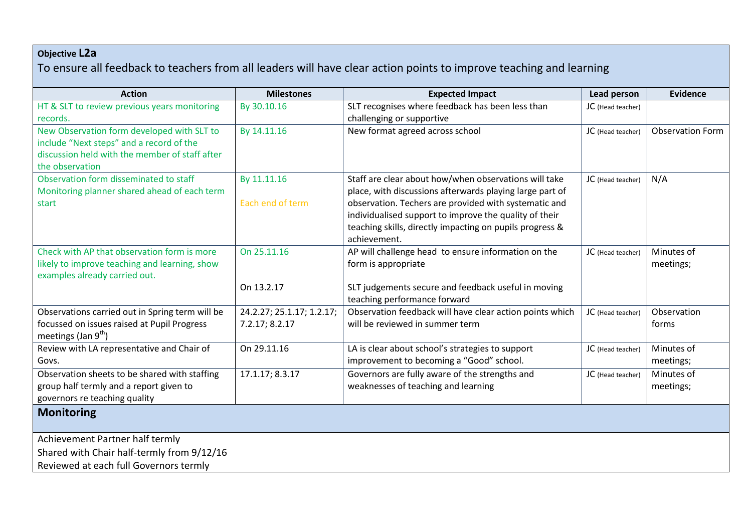**Objective L2a**

To ensure all feedback to teachers from all leaders will have clear action points to improve teaching and learning

| Action | Milestones | Expected Impact | Lead person | Evidence |
|---|---|---|---|---|
| HT & SLT to review previous years monitoring records. | By 30.10.16 | SLT recognises where feedback has been less than challenging or supportive | JC (Head teacher) | |
| New Observation form developed with SLT to include "Next steps" and a record of the discussion held with the member of staff after the observation | By 14.11.16 | New format agreed across school | JC (Head teacher) | Observation Form |
| Observation form disseminated to staff<br>Monitoring planner shared ahead of each term start | By 11.11.16<br><br>Each end of term | Staff are clear about how/when observations will take place, with discussions afterwards playing large part of observation. Techers are provided with systematic and individualised support to improve the quality of their teaching skills, directly impacting on pupils progress & achievement. | JC (Head teacher) | N/A |
| Check with AP that observation form is more likely to improve teaching and learning, show examples already carried out. | On 25.11.16<br><br>On 13.2.17 | AP will challenge head to ensure information on the form is appropriate<br><br>SLT judgements secure and feedback useful in moving teaching performance forward | JC (Head teacher) | Minutes of meetings; |
| Observations carried out in Spring term will be focussed on issues raised at Pupil Progress meetings (Jan 9th) | 24.2.27; 25.1.17; 1.2.17; 7.2.17; 8.2.17 | Observation feedback will have clear action points which will be reviewed in summer term | JC (Head teacher) | Observation forms |
| Review with LA representative and Chair of Govs. | On 29.11.16 | LA is clear about school's strategies to support improvement to becoming a "Good" school. | JC (Head teacher) | Minutes of meetings; |
| Observation sheets to be shared with staffing group half termly and a report given to governors re teaching quality | 17.1.17; 8.3.17 | Governors are fully aware of the strengths and weaknesses of teaching and learning | JC (Head teacher) | Minutes of meetings; |

**Monitoring**

Achievement Partner half termly
Shared with Chair half-termly from 9/12/16
Reviewed at each full Governors termly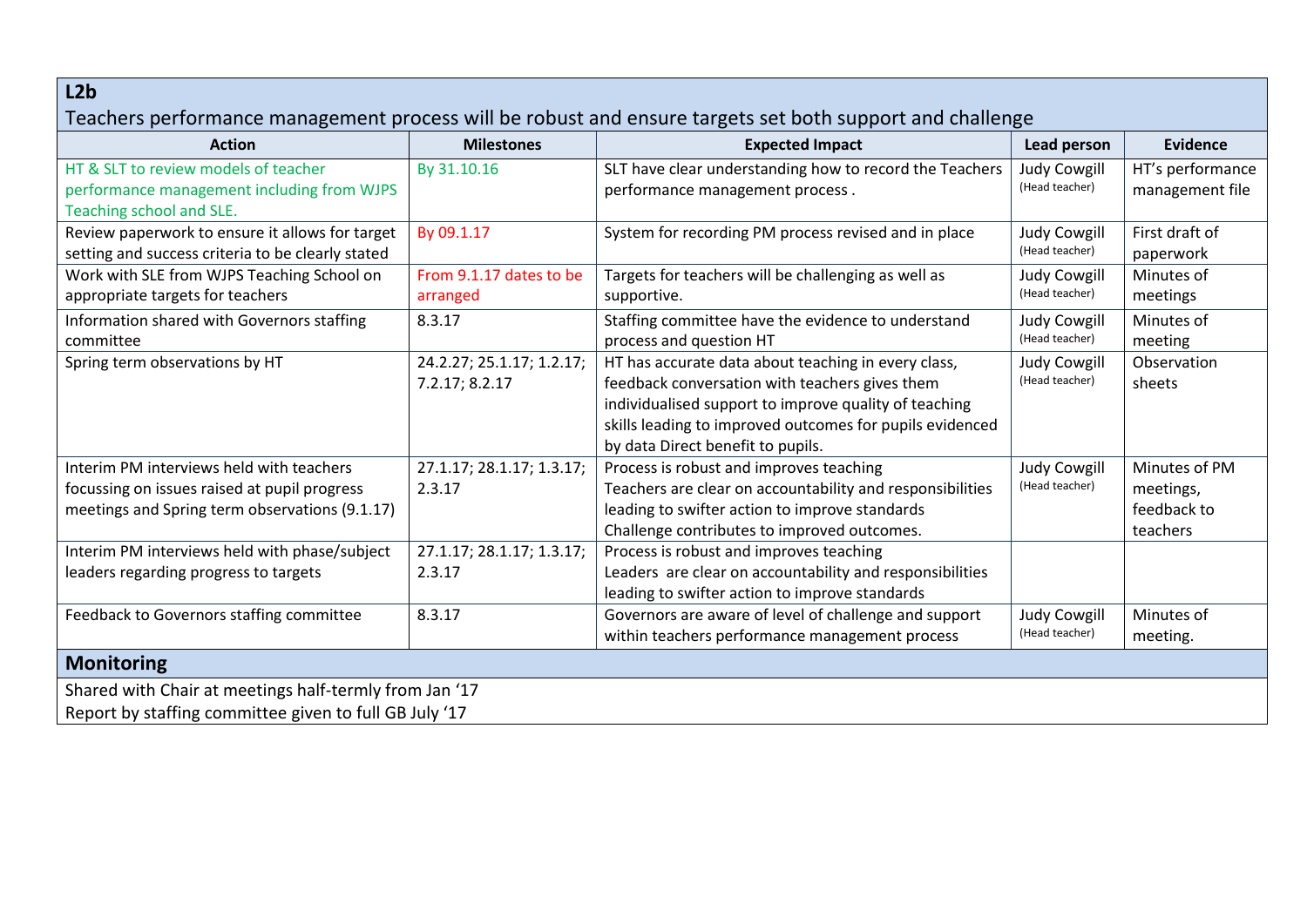## L2b

Teachers performance management process will be robust and ensure targets set both support and challenge

| Action | Milestones | Expected Impact | Lead person | Evidence |
|---|---|---|---|---|
| HT & SLT to review models of teacher performance management including from WJPS Teaching school and SLE. | By 31.10.16 | SLT have clear understanding how to record the Teachers performance management process . | Judy Cowgill (Head teacher) | HT's performance management file |
| Review paperwork to ensure it allows for target setting and success criteria to be clearly stated | By 09.1.17 | System for recording PM process revised and in place | Judy Cowgill (Head teacher) | First draft of paperwork |
| Work with SLE from WJPS Teaching School on appropriate targets for teachers | From 9.1.17 dates to be arranged | Targets for teachers will be challenging as well as supportive. | Judy Cowgill (Head teacher) | Minutes of meetings |
| Information shared with Governors staffing committee | 8.3.17 | Staffing committee have the evidence to understand process and question HT | Judy Cowgill (Head teacher) | Minutes of meeting |
| Spring term observations by HT | 24.2.27; 25.1.17; 1.2.17; 7.2.17; 8.2.17 | HT has accurate data about teaching in every class, feedback conversation with teachers gives them individualised support to improve quality of teaching skills leading to improved outcomes for pupils evidenced by data Direct benefit to pupils. | Judy Cowgill (Head teacher) | Observation sheets |
| Interim PM interviews held with teachers focussing on issues raised at pupil progress meetings and Spring term observations (9.1.17) | 27.1.17; 28.1.17; 1.3.17; 2.3.17 | Process is robust and improves teaching<br>Teachers are clear on accountability and responsibilities leading to swifter action to improve standards<br>Challenge contributes to improved outcomes. | Judy Cowgill (Head teacher) | Minutes of PM meetings, feedback to teachers |
| Interim PM interviews held with phase/subject leaders regarding progress to targets | 27.1.17; 28.1.17; 1.3.17; 2.3.17 | Process is robust and improves teaching<br>Leaders are clear on accountability and responsibilities leading to swifter action to improve standards | | |
| Feedback to Governors staffing committee | 8.3.17 | Governors are aware of level of challenge and support within teachers performance management process | Judy Cowgill (Head teacher) | Minutes of meeting. |

### Monitoring

Shared with Chair at meetings half-termly from Jan '17

Report by staffing committee given to full GB July '17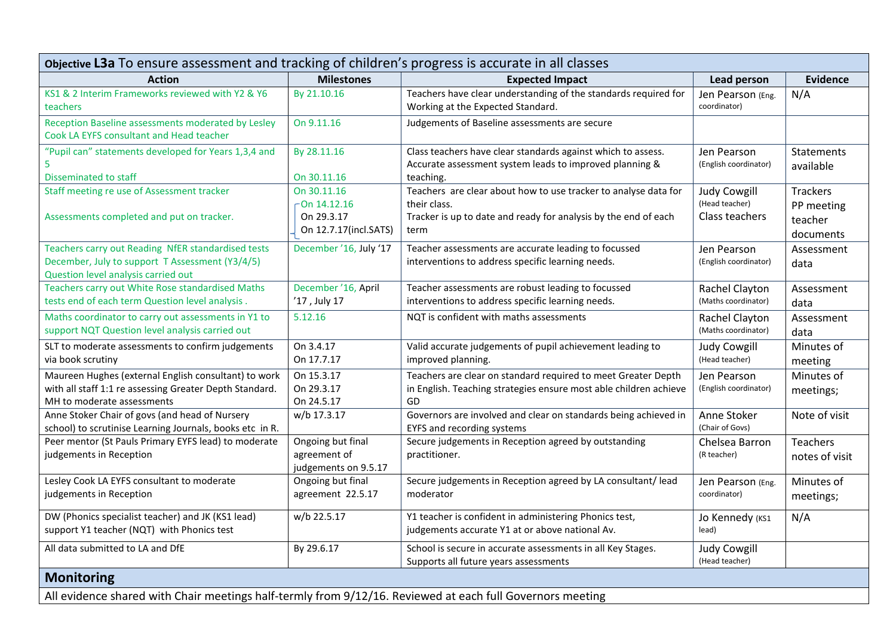**Objective L3a** To ensure assessment and tracking of children's progress is accurate in all classes

| Action | Milestones | Expected Impact | Lead person | Evidence |
|---|---|---|---|---|
| KS1 & 2 Interim Frameworks reviewed with Y2 & Y6 teachers | By 21.10.16 | Teachers have clear understanding of the standards required for Working at the Expected Standard. | Jen Pearson (Eng. coordinator) | N/A |
| Reception Baseline assessments moderated by Lesley Cook LA EYFS consultant and Head teacher | On 9.11.16 | Judgements of Baseline assessments are secure | | |
| "Pupil can" statements developed for Years 1,3,4 and 5<br>Disseminated to staff | By 28.11.16<br><br>On 30.11.16 | Class teachers have clear standards against which to assess. Accurate assessment system leads to improved planning & teaching. | Jen Pearson (English coordinator) | Statements available |
| Staff meeting re use of Assessment tracker<br><br>Assessments completed and put on tracker. | On 30.11.16<br>On 14.12.16<br>On 29.3.17<br>On 12.7.17(incl.SATS) | Teachers are clear about how to use tracker to analyse data for their class.<br>Tracker is up to date and ready for analysis by the end of each term | Judy Cowgill (Head teacher)<br>Class teachers | Trackers<br>PP meeting teacher documents |
| Teachers carry out Reading NfER standardised tests December, July to support T Assessment (Y3/4/5)<br>Question level analysis carried out | December '16, July '17 | Teacher assessments are accurate leading to focussed interventions to address specific learning needs. | Jen Pearson (English coordinator) | Assessment data |
| Teachers carry out White Rose standardised Maths tests end of each term Question level analysis . | December '16, April '17 , July 17 | Teacher assessments are robust leading to focussed interventions to address specific learning needs. | Rachel Clayton (Maths coordinator) | Assessment data |
| Maths coordinator to carry out assessments in Y1 to support NQT Question level analysis carried out | 5.12.16 | NQT is confident with maths assessments | Rachel Clayton (Maths coordinator) | Assessment data |
| SLT to moderate assessments to confirm judgements via book scrutiny | On 3.4.17<br>On 17.7.17 | Valid accurate judgements of pupil achievement leading to improved planning. | Judy Cowgill (Head teacher) | Minutes of meeting |
| Maureen Hughes (external English consultant) to work with all staff 1:1 re assessing Greater Depth Standard. MH to moderate assessments | On 15.3.17<br>On 29.3.17<br>On 24.5.17 | Teachers are clear on standard required to meet Greater Depth in English. Teaching strategies ensure most able children achieve GD | Jen Pearson (English coordinator) | Minutes of meetings; |
| Anne Stoker Chair of govs (and head of Nursery school) to scrutinise Learning Journals, books etc in R. | w/b 17.3.17 | Governors are involved and clear on standards being achieved in EYFS and recording systems | Anne Stoker (Chair of Govs) | Note of visit |
| Peer mentor (St Pauls Primary EYFS lead) to moderate judgements in Reception | Ongoing but final agreement of judgements on 9.5.17 | Secure judgements in Reception agreed by outstanding practitioner. | Chelsea Barron (R teacher) | Teachers notes of visit |
| Lesley Cook LA EYFS consultant to moderate judgements in Reception | Ongoing but final agreement 22.5.17 | Secure judgements in Reception agreed by LA consultant/ lead moderator | Jen Pearson (Eng. coordinator) | Minutes of meetings; |
| DW (Phonics specialist teacher) and JK (KS1 lead) support Y1 teacher (NQT) with Phonics test | w/b 22.5.17 | Y1 teacher is confident in administering Phonics test, judgements accurate Y1 at or above national Av. | Jo Kennedy (KS1 lead) | N/A |
| All data submitted to LA and DfE | By 29.6.17 | School is secure in accurate assessments in all Key Stages. Supports all future years assessments | Judy Cowgill (Head teacher) | |

**Monitoring**

All evidence shared with Chair meetings half-termly from 9/12/16. Reviewed at each full Governors meeting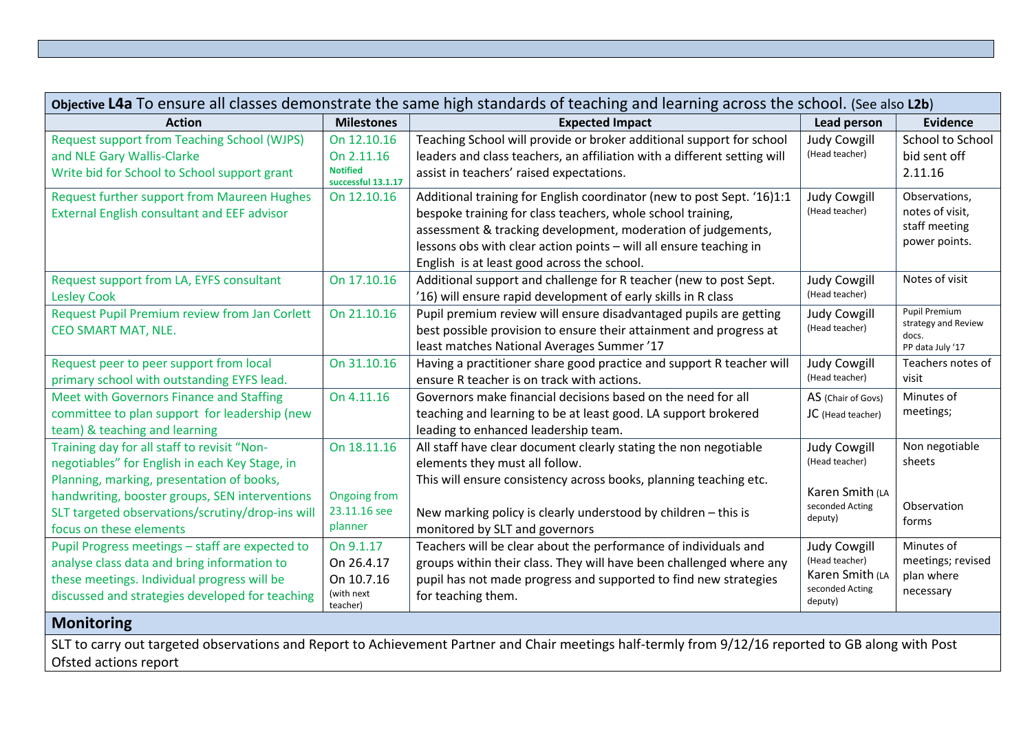**Objective L4a** To ensure all classes demonstrate the same high standards of teaching and learning across the school. (See also **L2b**)

| Action | Milestones | Expected Impact | Lead person | Evidence |
|---|---|---|---|---|
| Request support from Teaching School (WJPS) and NLE Gary Wallis-Clarke<br>Write bid for School to School support grant | On 12.10.16<br>On 2.11.16<br>**Notified successful 13.1.17** | Teaching School will provide or broker additional support for school leaders and class teachers, an affiliation with a different setting will assist in teachers' raised expectations. | Judy Cowgill (Head teacher) | School to School bid sent off 2.11.16 |
| Request further support from Maureen Hughes External English consultant and EEF advisor | On 12.10.16 | Additional training for English coordinator (new to post Sept. '16)1:1 bespoke training for class teachers, whole school training, assessment & tracking development, moderation of judgements, lessons obs with clear action points – will all ensure teaching in English is at least good across the school. | Judy Cowgill (Head teacher) | Observations, notes of visit, staff meeting power points. |
| Request support from LA, EYFS consultant Lesley Cook | On 17.10.16 | Additional support and challenge for R teacher (new to post Sept. '16) will ensure rapid development of early skills in R class | Judy Cowgill (Head teacher) | Notes of visit |
| Request Pupil Premium review from Jan Corlett CEO SMART MAT, NLE. | On 21.10.16 | Pupil premium review will ensure disadvantaged pupils are getting best possible provision to ensure their attainment and progress at least matches National Averages Summer '17 | Judy Cowgill (Head teacher) | Pupil Premium strategy and Review docs.<br>PP data July '17 |
| Request peer to peer support from local primary school with outstanding EYFS lead. | On 31.10.16 | Having a practitioner share good practice and support R teacher will ensure R teacher is on track with actions. | Judy Cowgill (Head teacher) | Teachers notes of visit |
| Meet with Governors Finance and Staffing committee to plan support for leadership (new team) & teaching and learning | On 4.11.16 | Governors make financial decisions based on the need for all teaching and learning to be at least good. LA support brokered leading to enhanced leadership team. | AS (Chair of Govs)<br>JC (Head teacher) | Minutes of meetings; |
| Training day for all staff to revisit "Non-negotiables" for English in each Key Stage, in Planning, marking, presentation of books, handwriting, booster groups, SEN interventions<br>SLT targeted observations/scrutiny/drop-ins will focus on these elements | On 18.11.16<br><br>Ongoing from 23.11.16 see planner | All staff have clear document clearly stating the non negotiable elements they must all follow.<br>This will ensure consistency across books, planning teaching etc.<br><br>New marking policy is clearly understood by children – this is monitored by SLT and governors | Judy Cowgill (Head teacher)<br><br>Karen Smith (LA seconded Acting deputy) | Non negotiable sheets<br><br>Observation forms |
| Pupil Progress meetings – staff are expected to analyse class data and bring information to these meetings. Individual progress will be discussed and strategies developed for teaching | On 9.1.17<br>On 26.4.17<br>On 10.7.16 (with next teacher) | Teachers will be clear about the performance of individuals and groups within their class. They will have been challenged where any pupil has not made progress and supported to find new strategies for teaching them. | Judy Cowgill (Head teacher)<br>Karen Smith (LA seconded Acting deputy) | Minutes of meetings; revised plan where necessary |

## Monitoring

SLT to carry out targeted observations and Report to Achievement Partner and Chair meetings half-termly from 9/12/16 reported to GB along with Post Ofsted actions report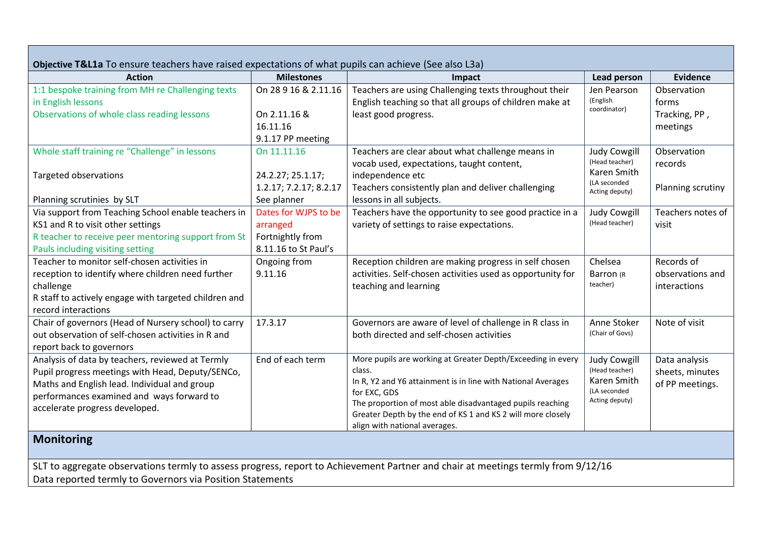**Objective T&L1a** To ensure teachers have raised expectations of what pupils can achieve (See also L3a)

| Action | Milestones | Impact | Lead person | Evidence |
|---|---|---|---|---|
| 1:1 bespoke training from MH re Challenging texts in English lessons<br>Observations of whole class reading lessons | On 28 9 16 & 2.11.16<br><br>On 2.11.16 & 16.11.16<br>9.1.17 PP meeting | Teachers are using Challenging texts throughout their English teaching so that all groups of children make at least good progress. | Jen Pearson (English coordinator) | Observation forms<br>Tracking, PP , meetings |
| Whole staff training re "Challenge" in lessons<br><br>Targeted observations<br><br>Planning scrutinies by SLT | On 11.11.16<br><br>24.2.27; 25.1.17; 1.2.17; 7.2.17; 8.2.17<br>See planner | Teachers are clear about what challenge means in vocab used, expectations, taught content, independence etc<br>Teachers consistently plan and deliver challenging lessons in all subjects. | Judy Cowgill (Head teacher)<br>Karen Smith (LA seconded Acting deputy) | Observation records<br><br>Planning scrutiny |
| Via support from Teaching School enable teachers in KS1 and R to visit other settings<br>R teacher to receive peer mentoring support from St Pauls including visiting setting | Dates for WJPS to be arranged<br>Fortnightly from 8.11.16 to St Paul's | Teachers have the opportunity to see good practice in a variety of settings to raise expectations. | Judy Cowgill (Head teacher) | Teachers notes of visit |
| Teacher to monitor self-chosen activities in reception to identify where children need further challenge<br>R staff to actively engage with targeted children and record interactions | Ongoing from 9.11.16 | Reception children are making progress in self chosen activities. Self-chosen activities used as opportunity for teaching and learning | Chelsea Barron (R teacher) | Records of observations and interactions |
| Chair of governors (Head of Nursery school) to carry out observation of self-chosen activities in R and report back to governors | 17.3.17 | Governors are aware of level of challenge in R class in both directed and self-chosen activities | Anne Stoker (Chair of Govs) | Note of visit |
| Analysis of data by teachers, reviewed at Termly Pupil progress meetings with Head, Deputy/SENCo, Maths and English lead. Individual and group performances examined and ways forward to accelerate progress developed. | End of each term | More pupils are working at Greater Depth/Exceeding in every class.<br>In R, Y2 and Y6 attainment is in line with National Averages for EXC, GDS<br>The proportion of most able disadvantaged pupils reaching Greater Depth by the end of KS 1 and KS 2 will more closely align with national averages. | Judy Cowgill (Head teacher)<br>Karen Smith (LA seconded Acting deputy) | Data analysis sheets, minutes of PP meetings. |

## Monitoring

SLT to aggregate observations termly to assess progress, report to Achievement Partner and chair at meetings termly from 9/12/16
Data reported termly to Governors via Position Statements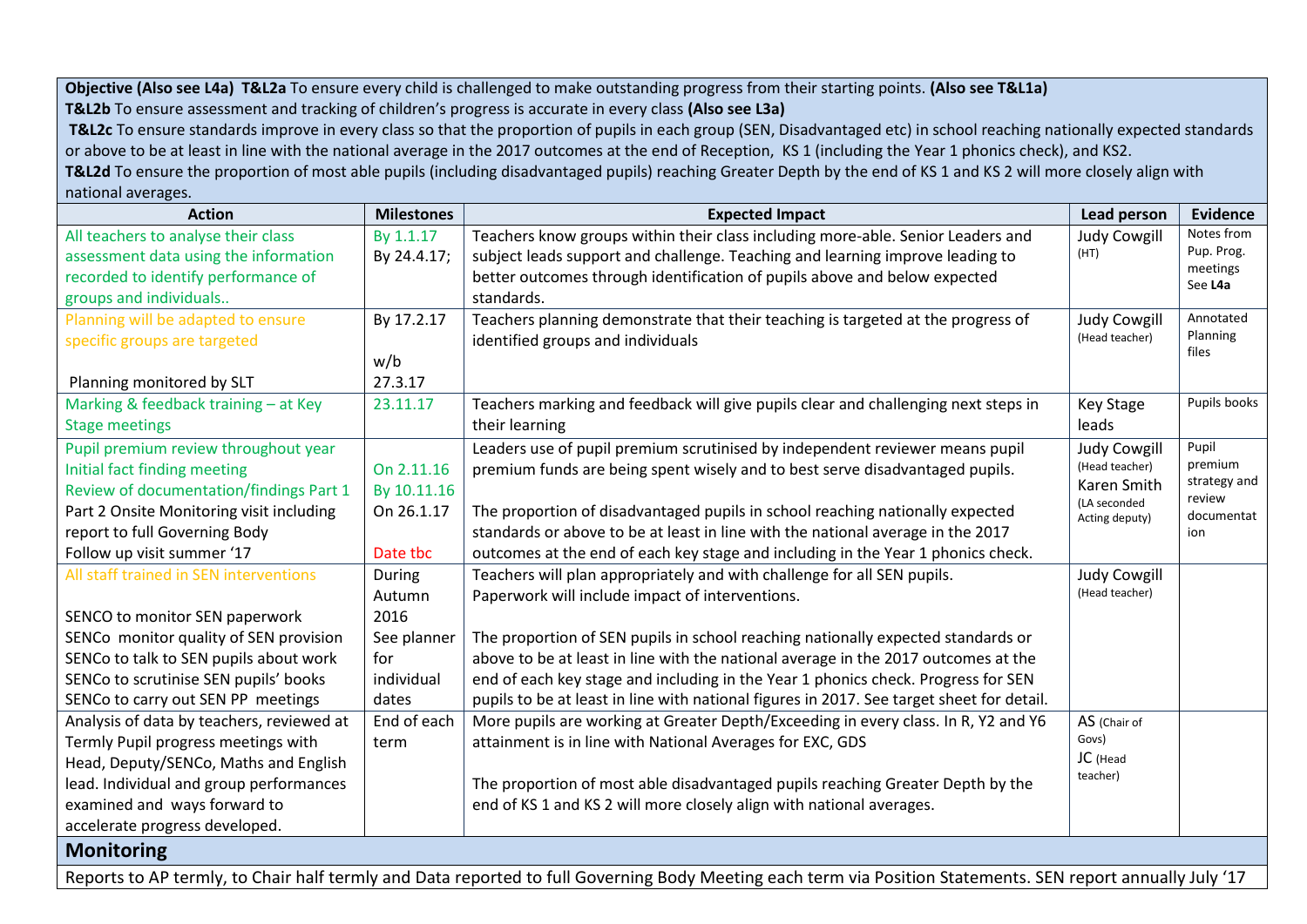**Objective (Also see L4a) T&L2a** To ensure every child is challenged to make outstanding progress from their starting points. **(Also see T&L1a)**
**T&L2b** To ensure assessment and tracking of children's progress is accurate in every class **(Also see L3a)**
**T&L2c** To ensure standards improve in every class so that the proportion of pupils in each group (SEN, Disadvantaged etc) in school reaching nationally expected standards or above to be at least in line with the national average in the 2017 outcomes at the end of Reception, KS 1 (including the Year 1 phonics check), and KS2.
**T&L2d** To ensure the proportion of most able pupils (including disadvantaged pupils) reaching Greater Depth by the end of KS 1 and KS 2 will more closely align with national averages.

| Action | Milestones | Expected Impact | Lead person | Evidence |
|---|---|---|---|---|
| All teachers to analyse their class assessment data using the information recorded to identify performance of groups and individuals.. | By 1.1.17<br>By 24.4.17; | Teachers know groups within their class including more-able. Senior Leaders and subject leads support and challenge. Teaching and learning improve leading to better outcomes through identification of pupils above and below expected standards. | Judy Cowgill (HT) | Notes from Pup. Prog. meetings See **L4a** |
| Planning will be adapted to ensure specific groups are targeted<br><br>Planning monitored by SLT | By 17.2.17<br><br>w/b 27.3.17 | Teachers planning demonstrate that their teaching is targeted at the progress of identified groups and individuals | Judy Cowgill (Head teacher) | Annotated Planning files |
| Marking & feedback training – at Key Stage meetings | 23.11.17 | Teachers marking and feedback will give pupils clear and challenging next steps in their learning | Key Stage leads | Pupils books |
| Pupil premium review throughout year<br>Initial fact finding meeting<br>Review of documentation/findings Part 1<br>Part 2 Onsite Monitoring visit including report to full Governing Body<br>Follow up visit summer '17 | <br>On 2.11.16<br>By 10.11.16<br>On 26.1.17<br><br>Date tbc | Leaders use of pupil premium scrutinised by independent reviewer means pupil premium funds are being spent wisely and to best serve disadvantaged pupils.<br><br>The proportion of disadvantaged pupils in school reaching nationally expected standards or above to be at least in line with the national average in the 2017 outcomes at the end of each key stage and including in the Year 1 phonics check. | Judy Cowgill (Head teacher)<br>Karen Smith (LA seconded Acting deputy) | Pupil premium strategy and review documentation |
| All staff trained in SEN interventions<br><br>SENCO to monitor SEN paperwork<br>SENCo monitor quality of SEN provision<br>SENCo to talk to SEN pupils about work<br>SENCo to scrutinise SEN pupils' books<br>SENCo to carry out SEN PP meetings | During Autumn 2016<br>See planner for individual dates | Teachers will plan appropriately and with challenge for all SEN pupils. Paperwork will include impact of interventions.<br><br>The proportion of SEN pupils in school reaching nationally expected standards or above to be at least in line with the national average in the 2017 outcomes at the end of each key stage and including in the Year 1 phonics check. Progress for SEN pupils to be at least in line with national figures in 2017. See target sheet for detail. | Judy Cowgill (Head teacher) | |
| Analysis of data by teachers, reviewed at Termly Pupil progress meetings with Head, Deputy/SENCo, Maths and English lead. Individual and group performances examined and ways forward to accelerate progress developed. | End of each term | More pupils are working at Greater Depth/Exceeding in every class. In R, Y2 and Y6 attainment is in line with National Averages for EXC, GDS<br><br>The proportion of most able disadvantaged pupils reaching Greater Depth by the end of KS 1 and KS 2 will more closely align with national averages. | AS (Chair of Govs)<br>JC (Head teacher) | |

## Monitoring

Reports to AP termly, to Chair half termly and Data reported to full Governing Body Meeting each term via Position Statements. SEN report annually July '17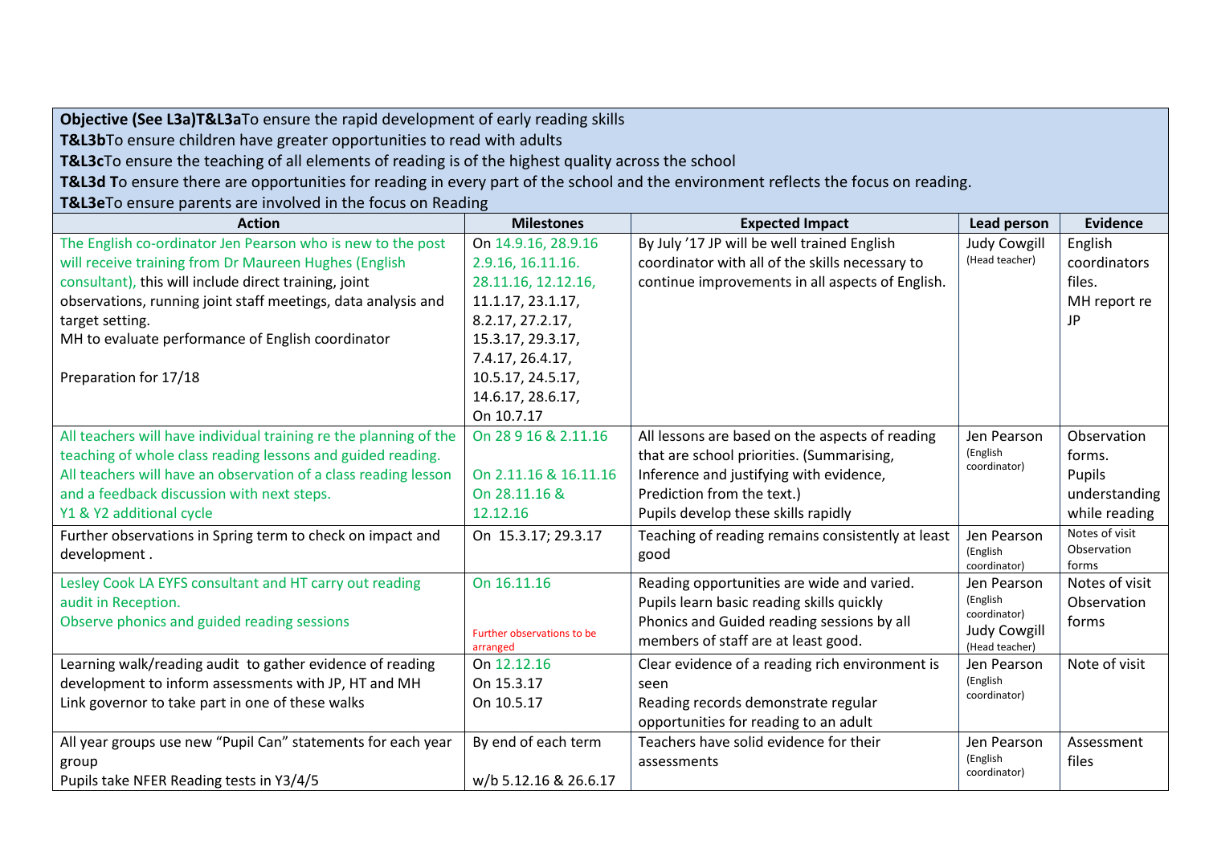**Objective (See L3a)T&L3a**To ensure the rapid development of early reading skills
**T&L3b**To ensure children have greater opportunities to read with adults
**T&L3c**To ensure the teaching of all elements of reading is of the highest quality across the school
**T&L3d T**o ensure there are opportunities for reading in every part of the school and the environment reflects the focus on reading.
**T&L3e**To ensure parents are involved in the focus on Reading

| Action | Milestones | Expected Impact | Lead person | Evidence |
|---|---|---|---|---|
| The English co-ordinator Jen Pearson who is new to the post will receive training from Dr Maureen Hughes (English consultant), this will include direct training, joint observations, running joint staff meetings, data analysis and target setting.<br>MH to evaluate performance of English coordinator<br><br>Preparation for 17/18 | On 14.9.16, 28.9.16 2.9.16, 16.11.16. 28.11.16, 12.12.16, 11.1.17, 23.1.17, 8.2.17, 27.2.17, 15.3.17, 29.3.17, 7.4.17, 26.4.17, 10.5.17, 24.5.17, 14.6.17, 28.6.17, On 10.7.17 | By July '17 JP will be well trained English coordinator with all of the skills necessary to continue improvements in all aspects of English. | Judy Cowgill (Head teacher) | English coordinators files.<br>MH report re JP |
| All teachers will have individual training re the planning of the teaching of whole class reading lessons and guided reading.<br>All teachers will have an observation of a class reading lesson and a feedback discussion with next steps.<br>Y1 & Y2 additional cycle | On 28 9 16 & 2.11.16<br><br>On 2.11.16 & 16.11.16<br>On 28.11.16 & 12.12.16 | All lessons are based on the aspects of reading that are school priorities. (Summarising, Inference and justifying with evidence, Prediction from the text.)<br>Pupils develop these skills rapidly | Jen Pearson (English coordinator) | Observation forms.<br>Pupils understanding while reading |
| Further observations in Spring term to check on impact and development . | On 15.3.17; 29.3.17 | Teaching of reading remains consistently at least good | Jen Pearson (English coordinator) | Notes of visit Observation forms |
| Lesley Cook LA EYFS consultant and HT carry out reading audit in Reception.<br>Observe phonics and guided reading sessions | On 16.11.16<br><br>Further observations to be arranged | Reading opportunities are wide and varied.<br>Pupils learn basic reading skills quickly<br>Phonics and Guided reading sessions by all members of staff are at least good. | Jen Pearson (English coordinator)<br>Judy Cowgill (Head teacher) | Notes of visit Observation forms |
| Learning walk/reading audit to gather evidence of reading development to inform assessments with JP, HT and MH<br>Link governor to take part in one of these walks | On 12.12.16<br>On 15.3.17<br>On 10.5.17 | Clear evidence of a reading rich environment is seen<br>Reading records demonstrate regular opportunities for reading to an adult | Jen Pearson (English coordinator) | Note of visit |
| All year groups use new "Pupil Can" statements for each year group<br>Pupils take NFER Reading tests in Y3/4/5 | By end of each term<br><br>w/b 5.12.16 & 26.6.17 | Teachers have solid evidence for their assessments | Jen Pearson (English coordinator) | Assessment files |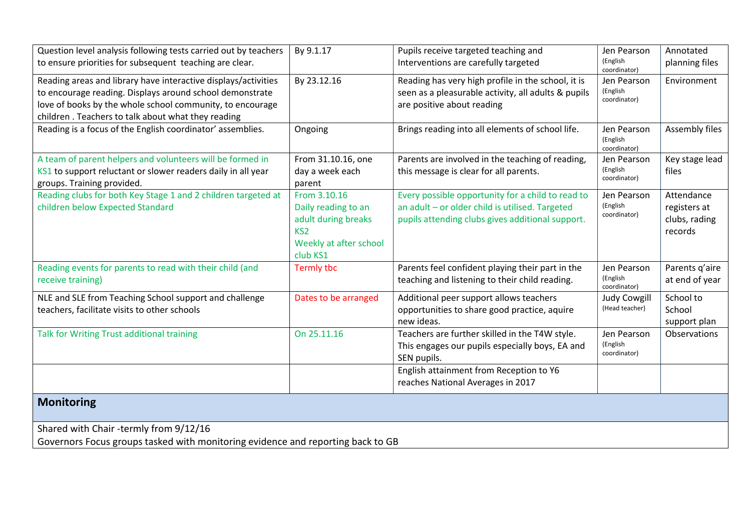| | | | | |
|---|---|---|---|---|
| Question level analysis following tests carried out by teachers to ensure priorities for subsequent teaching are clear. | By 9.1.17 | Pupils receive targeted teaching and Interventions are carefully targeted | Jen Pearson (English coordinator) | Annotated planning files |
| Reading areas and library have interactive displays/activities to encourage reading. Displays around school demonstrate love of books by the whole school community, to encourage children . Teachers to talk about what they reading | By 23.12.16 | Reading has very high profile in the school, it is seen as a pleasurable activity, all adults & pupils are positive about reading | Jen Pearson (English coordinator) | Environment |
| Reading is a focus of the English coordinator' assemblies. | Ongoing | Brings reading into all elements of school life. | Jen Pearson (English coordinator) | Assembly files |
| A team of parent helpers and volunteers will be formed in KS1 to support reluctant or slower readers daily in all year groups. Training provided. | From 31.10.16, one day a week each parent | Parents are involved in the teaching of reading, this message is clear for all parents. | Jen Pearson (English coordinator) | Key stage lead files |
| Reading clubs for both Key Stage 1 and 2 children targeted at children below Expected Standard | From 3.10.16<br>Daily reading to an adult during breaks KS2<br>Weekly at after school club KS1 | Every possible opportunity for a child to read to an adult – or older child is utilised. Targeted pupils attending clubs gives additional support. | Jen Pearson (English coordinator) | Attendance registers at clubs, rading records |
| Reading events for parents to read with their child (and receive training) | Termly tbc | Parents feel confident playing their part in the teaching and listening to their child reading. | Jen Pearson (English coordinator) | Parents q'aire at end of year |
| NLE and SLE from Teaching School support and challenge teachers, facilitate visits to other schools | Dates to be arranged | Additional peer support allows teachers opportunities to share good practice, aquire new ideas. | Judy Cowgill (Head teacher) | School to School support plan |
| Talk for Writing Trust additional training | On 25.11.16 | Teachers are further skilled in the T4W style. This engages our pupils especially boys, EA and SEN pupils. | Jen Pearson (English coordinator) | Observations |
| | | English attainment from Reception to Y6 reaches National Averages in 2017 | | |

## Monitoring

Shared with Chair -termly from 9/12/16

Governors Focus groups tasked with monitoring evidence and reporting back to GB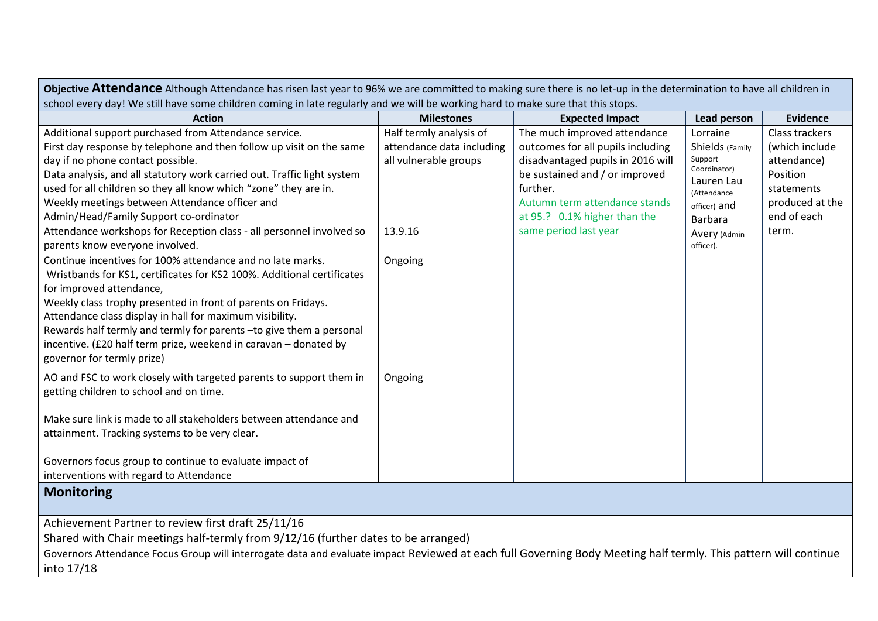**Objective Attendance** Although Attendance has risen last year to 96% we are committed to making sure there is no let-up in the determination to have all children in school every day! We still have some children coming in late regularly and we will be working hard to make sure that this stops.

| Action | Milestones | Expected Impact | Lead person | Evidence |
|---|---|---|---|---|
| Additional support purchased from Attendance service.<br>First day response by telephone and then follow up visit on the same day if no phone contact possible.<br>Data analysis, and all statutory work carried out. Traffic light system used for all children so they all know which "zone" they are in.<br>Weekly meetings between Attendance officer and Admin/Head/Family Support co-ordinator | Half termly analysis of attendance data including all vulnerable groups | The much improved attendance outcomes for all pupils including disadvantaged pupils in 2016 will be sustained and / or improved further.<br>Autumn term attendance stands at 95.? 0.1% higher than the same period last year | Lorraine Shields (Family Support Coordinator) Lauren Lau (Attendance officer) and Barbara Avery (Admin officer). | Class trackers (which include attendance) Position statements produced at the end of each term. |
| Attendance workshops for Reception class - all personnel involved so parents know everyone involved. | 13.9.16 | | | |
| Continue incentives for 100% attendance and no late marks.<br>Wristbands for KS1, certificates for KS2 100%. Additional certificates for improved attendance,<br>Weekly class trophy presented in front of parents on Fridays.<br>Attendance class display in hall for maximum visibility.<br>Rewards half termly and termly for parents –to give them a personal incentive. (£20 half term prize, weekend in caravan – donated by governor for termly prize) | Ongoing | | | |
| AO and FSC to work closely with targeted parents to support them in getting children to school and on time.<br><br>Make sure link is made to all stakeholders between attendance and attainment. Tracking systems to be very clear.<br><br>Governors focus group to continue to evaluate impact of interventions with regard to Attendance | Ongoing | | | |

## Monitoring

Achievement Partner to review first draft 25/11/16

Shared with Chair meetings half-termly from 9/12/16 (further dates to be arranged)

Governors Attendance Focus Group will interrogate data and evaluate impact Reviewed at each full Governing Body Meeting half termly. This pattern will continue into 17/18